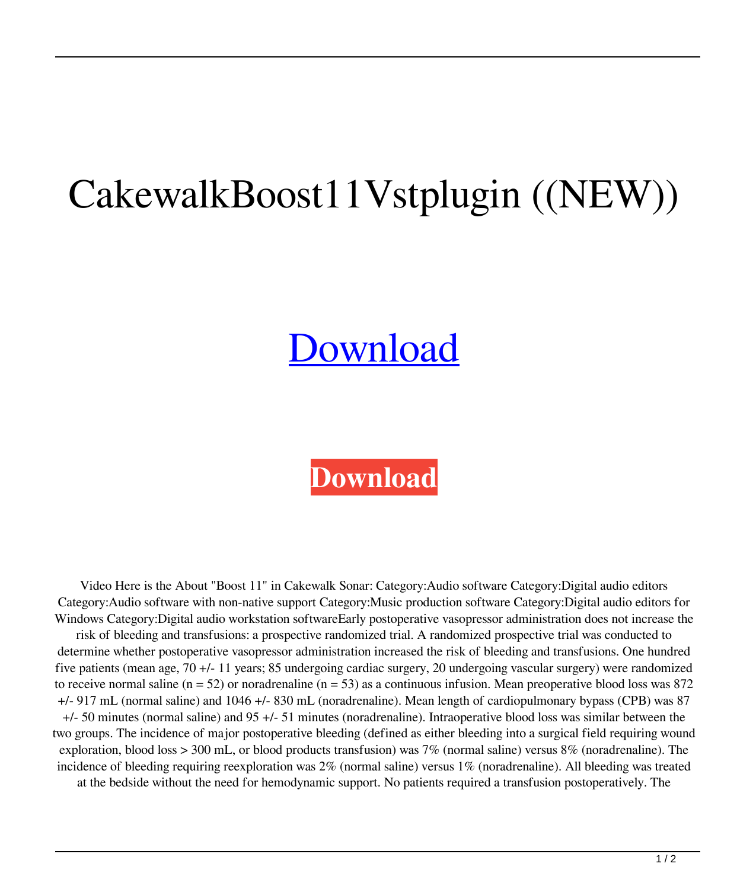# CakewalkBoost11Vstplugin ((NEW))

[Download]

**Download**

Video Here is the About "Boost 11" in Cakewalk Sonar: Category:Audio software Category:Digital audio editors Category:Audio software with non-native support Category:Music production software Category:Digital audio editors for Windows Category:Digital audio workstation softwareEarly postoperative vasopressor administration does not increase the risk of bleeding and transfusions: a prospective randomized trial. A randomized prospective trial was conducted to determine whether postoperative vasopressor administration increased the risk of bleeding and transfusions. One hundred five patients (mean age, 70 +/- 11 years; 85 undergoing cardiac surgery, 20 undergoing vascular surgery) were randomized to receive normal saline (n = 52) or noradrenaline (n = 53) as a continuous infusion. Mean preoperative blood loss was 872 +/- 917 mL (normal saline) and 1046 +/- 830 mL (noradrenaline). Mean length of cardiopulmonary bypass (CPB) was 87 +/- 50 minutes (normal saline) and 95 +/- 51 minutes (noradrenaline). Intraoperative blood loss was similar between the two groups. The incidence of major postoperative bleeding (defined as either bleeding into a surgical field requiring wound exploration, blood loss > 300 mL, or blood products transfusion) was 7% (normal saline) versus 8% (noradrenaline). The incidence of bleeding requiring reexploration was 2% (normal saline) versus 1% (noradrenaline). All bleeding was treated at the bedside without the need for hemodynamic support. No patients required a transfusion postoperatively. The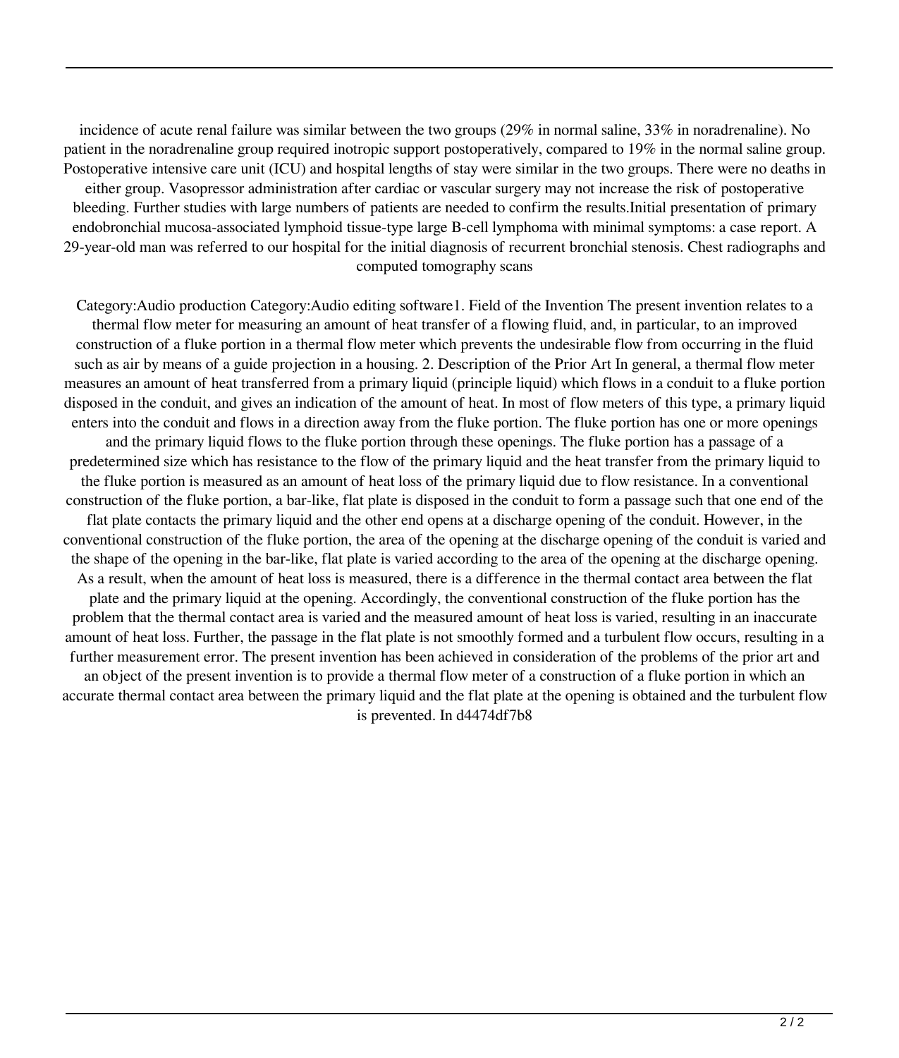incidence of acute renal failure was similar between the two groups (29% in normal saline, 33% in noradrenaline). No patient in the noradrenaline group required inotropic support postoperatively, compared to 19% in the normal saline group. Postoperative intensive care unit (ICU) and hospital lengths of stay were similar in the two groups. There were no deaths in either group. Vasopressor administration after cardiac or vascular surgery may not increase the risk of postoperative bleeding. Further studies with large numbers of patients are needed to confirm the results.Initial presentation of primary endobronchial mucosa-associated lymphoid tissue-type large B-cell lymphoma with minimal symptoms: a case report. A 29-year-old man was referred to our hospital for the initial diagnosis of recurrent bronchial stenosis. Chest radiographs and computed tomography scans

Category:Audio production Category:Audio editing software1. Field of the Invention The present invention relates to a thermal flow meter for measuring an amount of heat transfer of a flowing fluid, and, in particular, to an improved construction of a fluke portion in a thermal flow meter which prevents the undesirable flow from occurring in the fluid such as air by means of a guide projection in a housing. 2. Description of the Prior Art In general, a thermal flow meter measures an amount of heat transferred from a primary liquid (principle liquid) which flows in a conduit to a fluke portion disposed in the conduit, and gives an indication of the amount of heat. In most of flow meters of this type, a primary liquid enters into the conduit and flows in a direction away from the fluke portion. The fluke portion has one or more openings and the primary liquid flows to the fluke portion through these openings. The fluke portion has a passage of a predetermined size which has resistance to the flow of the primary liquid and the heat transfer from the primary liquid to the fluke portion is measured as an amount of heat loss of the primary liquid due to flow resistance. In a conventional construction of the fluke portion, a bar-like, flat plate is disposed in the conduit to form a passage such that one end of the flat plate contacts the primary liquid and the other end opens at a discharge opening of the conduit. However, in the conventional construction of the fluke portion, the area of the opening at the discharge opening of the conduit is varied and the shape of the opening in the bar-like, flat plate is varied according to the area of the opening at the discharge opening. As a result, when the amount of heat loss is measured, there is a difference in the thermal contact area between the flat plate and the primary liquid at the opening. Accordingly, the conventional construction of the fluke portion has the problem that the thermal contact area is varied and the measured amount of heat loss is varied, resulting in an inaccurate amount of heat loss. Further, the passage in the flat plate is not smoothly formed and a turbulent flow occurs, resulting in a further measurement error. The present invention has been achieved in consideration of the problems of the prior art and an object of the present invention is to provide a thermal flow meter of a construction of a fluke portion in which an accurate thermal contact area between the primary liquid and the flat plate at the opening is obtained and the turbulent flow is prevented. In d4474df7b8